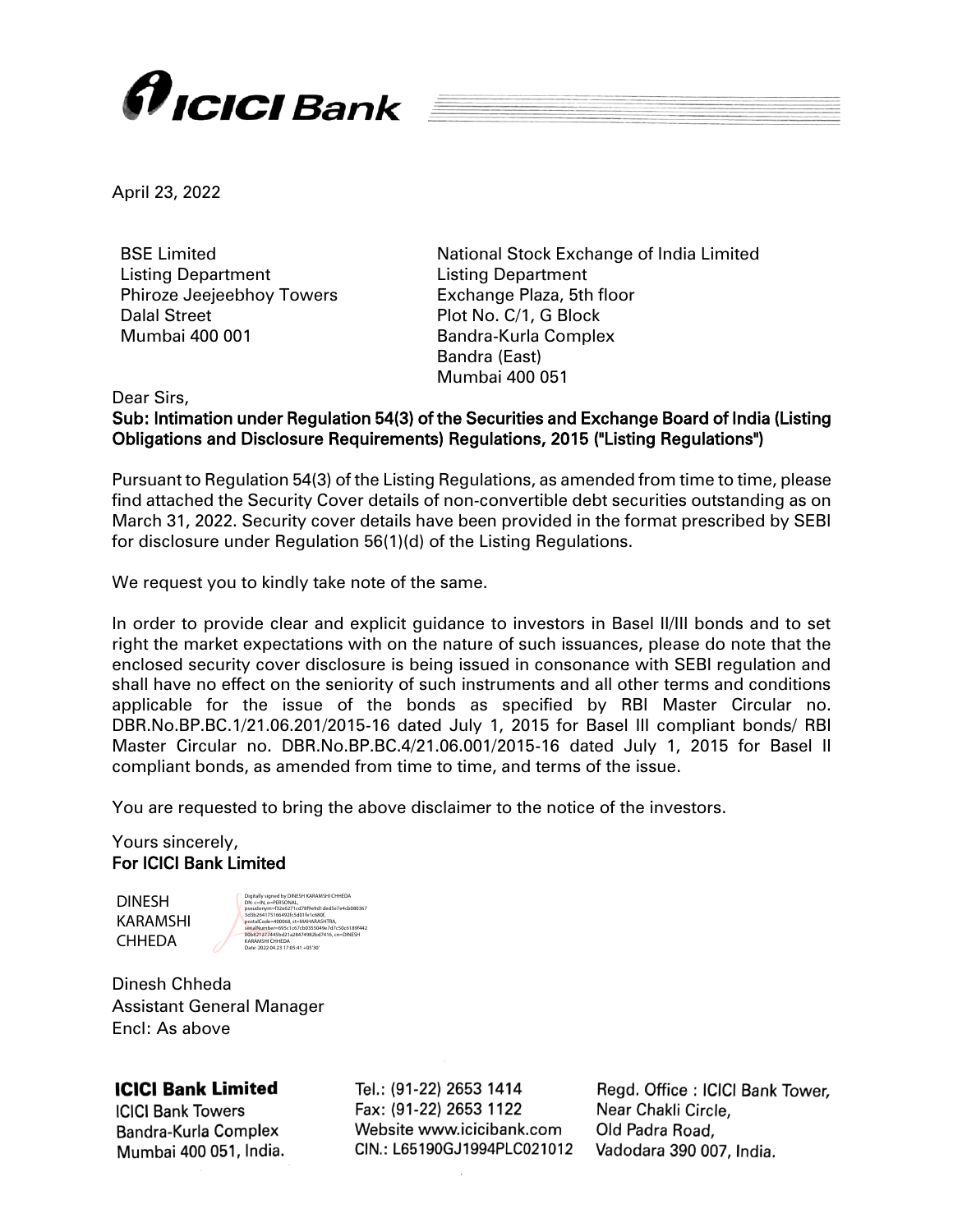# ICICI Bank

April 23, 2022

BSE Limited
Listing Department
Phiroze Jeejeebhoy Towers
Dalal Street
Mumbai 400 001

National Stock Exchange of India Limited
Listing Department
Exchange Plaza, 5th floor
Plot No. C/1, G Block
Bandra-Kurla Complex
Bandra (East)
Mumbai 400 051

Dear Sirs,

**Sub: Intimation under Regulation 54(3) of the Securities and Exchange Board of India (Listing Obligations and Disclosure Requirements) Regulations, 2015 ("Listing Regulations")**

Pursuant to Regulation 54(3) of the Listing Regulations, as amended from time to time, please find attached the Security Cover details of non-convertible debt securities outstanding as on March 31, 2022. Security cover details have been provided in the format prescribed by SEBI for disclosure under Regulation 56(1)(d) of the Listing Regulations.

We request you to kindly take note of the same.

In order to provide clear and explicit guidance to investors in Basel II/III bonds and to set right the market expectations with on the nature of such issuances, please do note that the enclosed security cover disclosure is being issued in consonance with SEBI regulation and shall have no effect on the seniority of such instruments and all other terms and conditions applicable for the issue of the bonds as specified by RBI Master Circular no. DBR.No.BP.BC.1/21.06.201/2015-16 dated July 1, 2015 for Basel III compliant bonds/ RBI Master Circular no. DBR.No.BP.BC.4/21.06.001/2015-16 dated July 1, 2015 for Basel II compliant bonds, as amended from time to time, and terms of the issue.

You are requested to bring the above disclaimer to the notice of the investors.

Yours sincerely,
**For ICICI Bank Limited**

DINESH KARAMSHI CHHEDA

Digitally signed by DINESH KARAMSHI CHHEDA
Date: 2022.04.23 17:05:41 +05'30'

Dinesh Chheda
Assistant General Manager
Encl: As above

**ICICI Bank Limited**
ICICI Bank Towers
Bandra-Kurla Complex
Mumbai 400 051, India.

Tel.: (91-22) 2653 1414
Fax: (91-22) 2653 1122
Website www.icicibank.com
CIN.: L65190GJ1994PLC021012

Regd. Office : ICICI Bank Tower,
Near Chakli Circle,
Old Padra Road,
Vadodara 390 007, India.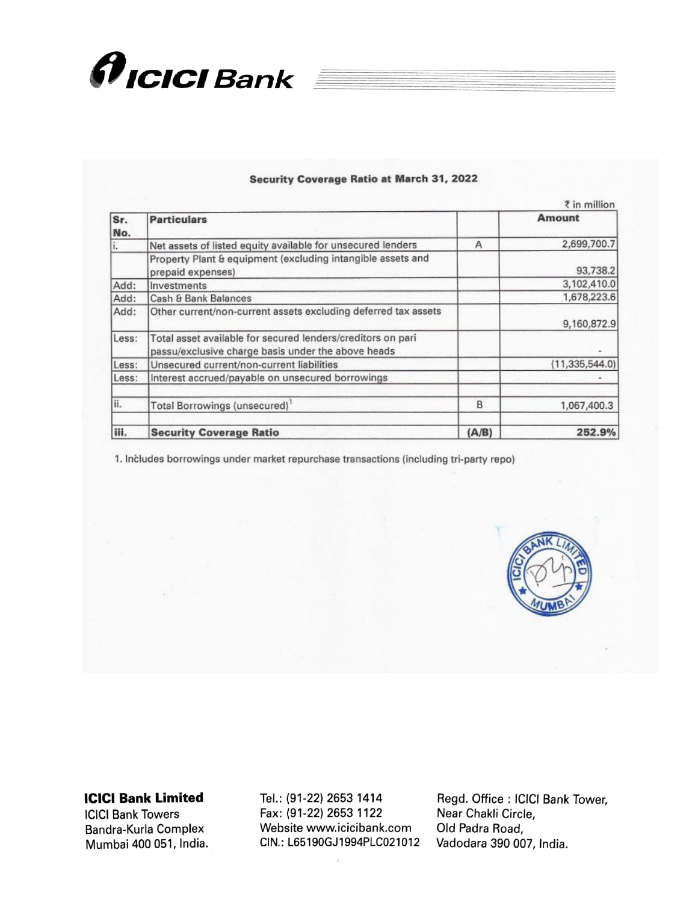## Security Coverage Ratio at March 31, 2022

₹ in million

| Sr. No. | Particulars | | Amount |
|---|---|---|---|
| i. | Net assets of listed equity available for unsecured lenders | A | 2,699,700.7 |
| | Property Plant & equipment (excluding intangible assets and prepaid expenses) | | 93,738.2 |
| Add: | Investments | | 3,102,410.0 |
| Add: | Cash & Bank Balances | | 1,678,223.6 |
| Add: | Other current/non-current assets excluding deferred tax assets | | 9,160,872.9 |
| Less: | Total asset available for secured lenders/creditors on pari passu/exclusive charge basis under the above heads | | - |
| Less: | Unsecured current/non-current liabilities | | (11,335,544.0) |
| Less: | Interest accrued/payable on unsecured borrowings | | - |
| | | | |
| ii. | Total Borrowings (unsecured)[1] | B | 1,067,400.3 |
| | | | |
| iii. | **Security Coverage Ratio** | **(A/B)** | **252.9%** |

1. Includes borrowings under market repurchase transactions (including tri-party repo)

**ICICI Bank Limited**
ICICI Bank Towers
Bandra-Kurla Complex
Mumbai 400 051, India.

Tel.: (91-22) 2653 1414
Fax: (91-22) 2653 1122
Website www.icicibank.com
CIN.: L65190GJ1994PLC021012

Regd. Office : ICICI Bank Tower,
Near Chakli Circle,
Old Padra Road,
Vadodara 390 007, India.